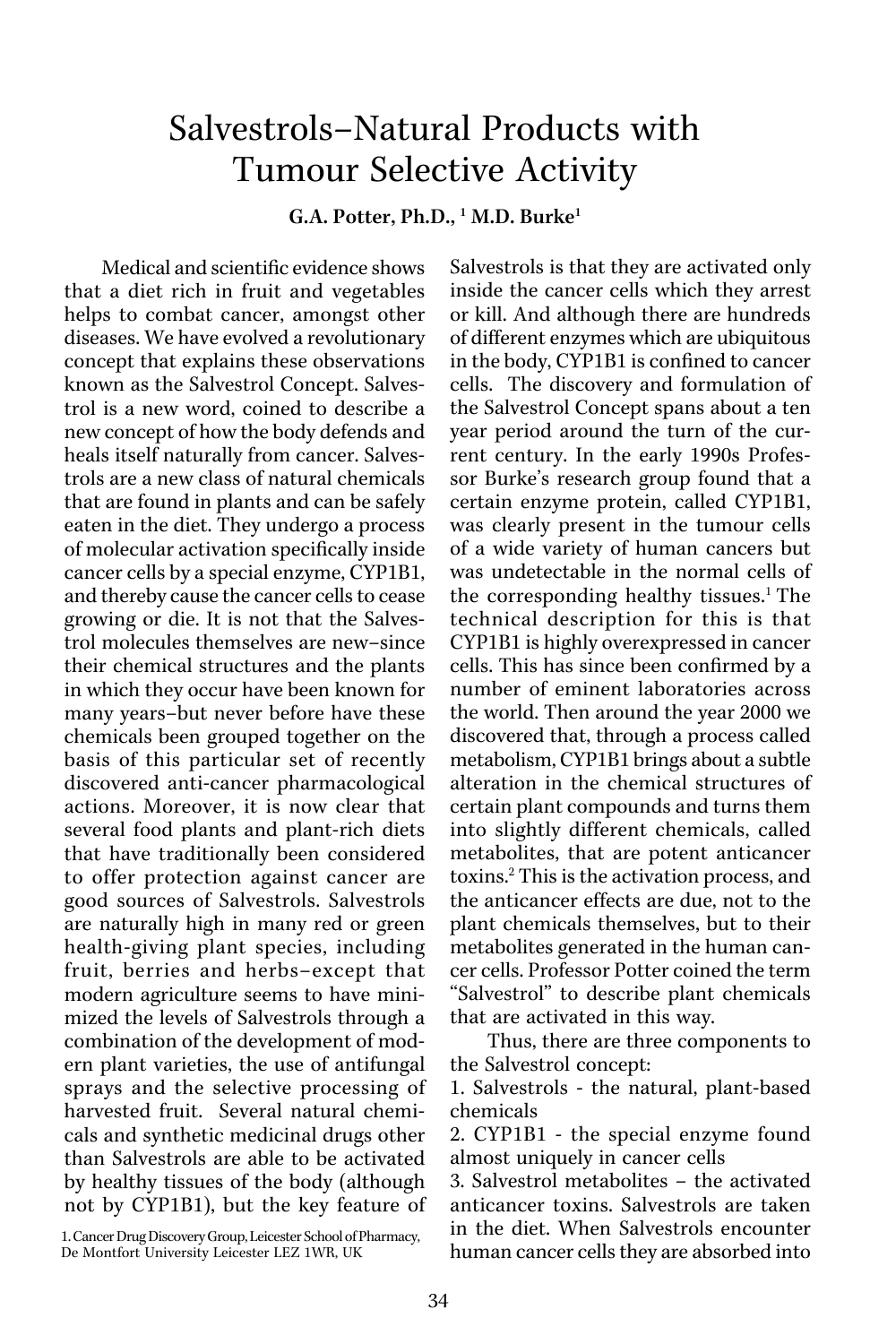# Salvestrols–Natural Products with Tumour Selective Activity

**G.A. Potter, Ph.D., [1] M.D. Burke[1]**

Medical and scientific evidence shows that a diet rich in fruit and vegetables helps to combat cancer, amongst other diseases. We have evolved a revolutionary concept that explains these observations known as the Salvestrol Concept. Salvestrol is a new word, coined to describe a new concept of how the body defends and heals itself naturally from cancer. Salvestrols are a new class of natural chemicals that are found in plants and can be safely eaten in the diet. They undergo a process of molecular activation specifically inside cancer cells by a special enzyme, CYP1B1, and thereby cause the cancer cells to cease growing or die. It is not that the Salvestrol molecules themselves are new–since their chemical structures and the plants in which they occur have been known for many years–but never before have these chemicals been grouped together on the basis of this particular set of recently discovered anti-cancer pharmacological actions. Moreover, it is now clear that several food plants and plant-rich diets that have traditionally been considered to offer protection against cancer are good sources of Salvestrols. Salvestrols are naturally high in many red or green health-giving plant species, including fruit, berries and herbs–except that modern agriculture seems to have minimized the levels of Salvestrols through a combination of the development of modern plant varieties, the use of antifungal sprays and the selective processing of harvested fruit. Several natural chemicals and synthetic medicinal drugs other than Salvestrols are able to be activated by healthy tissues of the body (although not by CYP1B1), but the key feature of Salvestrols is that they are activated only inside the cancer cells which they arrest or kill. And although there are hundreds of different enzymes which are ubiquitous in the body, CYP1B1 is confined to cancer cells. The discovery and formulation of the Salvestrol Concept spans about a ten year period around the turn of the current century. In the early 1990s Professor Burke's research group found that a certain enzyme protein, called CYP1B1, was clearly present in the tumour cells of a wide variety of human cancers but was undetectable in the normal cells of the corresponding healthy tissues.[1] The technical description for this is that CYP1B1 is highly overexpressed in cancer cells. This has since been confirmed by a number of eminent laboratories across the world. Then around the year 2000 we discovered that, through a process called metabolism, CYP1B1 brings about a subtle alteration in the chemical structures of certain plant compounds and turns them into slightly different chemicals, called metabolites, that are potent anticancer toxins.[2] This is the activation process, and the anticancer effects are due, not to the plant chemicals themselves, but to their metabolites generated in the human cancer cells. Professor Potter coined the term "Salvestrol" to describe plant chemicals that are activated in this way.

Thus, there are three components to the Salvestrol concept:

1. Salvestrols - the natural, plant-based chemicals
2. CYP1B1 - the special enzyme found almost uniquely in cancer cells
3. Salvestrol metabolites – the activated anticancer toxins. Salvestrols are taken in the diet. When Salvestrols encounter human cancer cells they are absorbed into

1. Cancer Drug Discovery Group, Leicester School of Pharmacy, De Montfort University Leicester LEZ 1WR, UK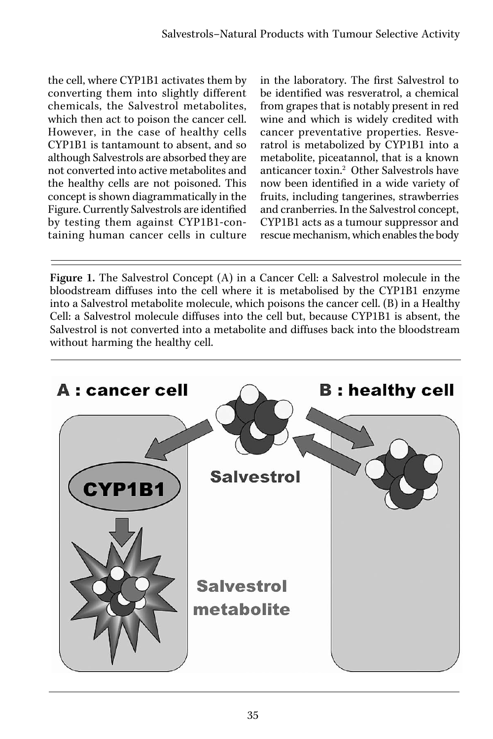the cell, where CYP1B1 activates them by converting them into slightly different chemicals, the Salvestrol metabolites, which then act to poison the cancer cell. However, in the case of healthy cells CYP1B1 is tantamount to absent, and so although Salvestrols are absorbed they are not converted into active metabolites and the healthy cells are not poisoned. This concept is shown diagrammatically in the Figure. Currently Salvestrols are identified by testing them against CYP1B1-containing human cancer cells in culture in the laboratory. The first Salvestrol to be identified was resveratrol, a chemical from grapes that is notably present in red wine and which is widely credited with cancer preventative properties. Resveratrol is metabolized by CYP1B1 into a metabolite, piceatannol, that is a known anticancer toxin.[2] Other Salvestrols have now been identified in a wide variety of fruits, including tangerines, strawberries and cranberries. In the Salvestrol concept, CYP1B1 acts as a tumour suppressor and rescue mechanism, which enables the body

**Figure 1.** The Salvestrol Concept (A) in a Cancer Cell: a Salvestrol molecule in the bloodstream diffuses into the cell where it is metabolised by the CYP1B1 enzyme into a Salvestrol metabolite molecule, which poisons the cancer cell. (B) in a Healthy Cell: a Salvestrol molecule diffuses into the cell but, because CYP1B1 is absent, the Salvestrol is not converted into a metabolite and diffuses back into the bloodstream without harming the healthy cell.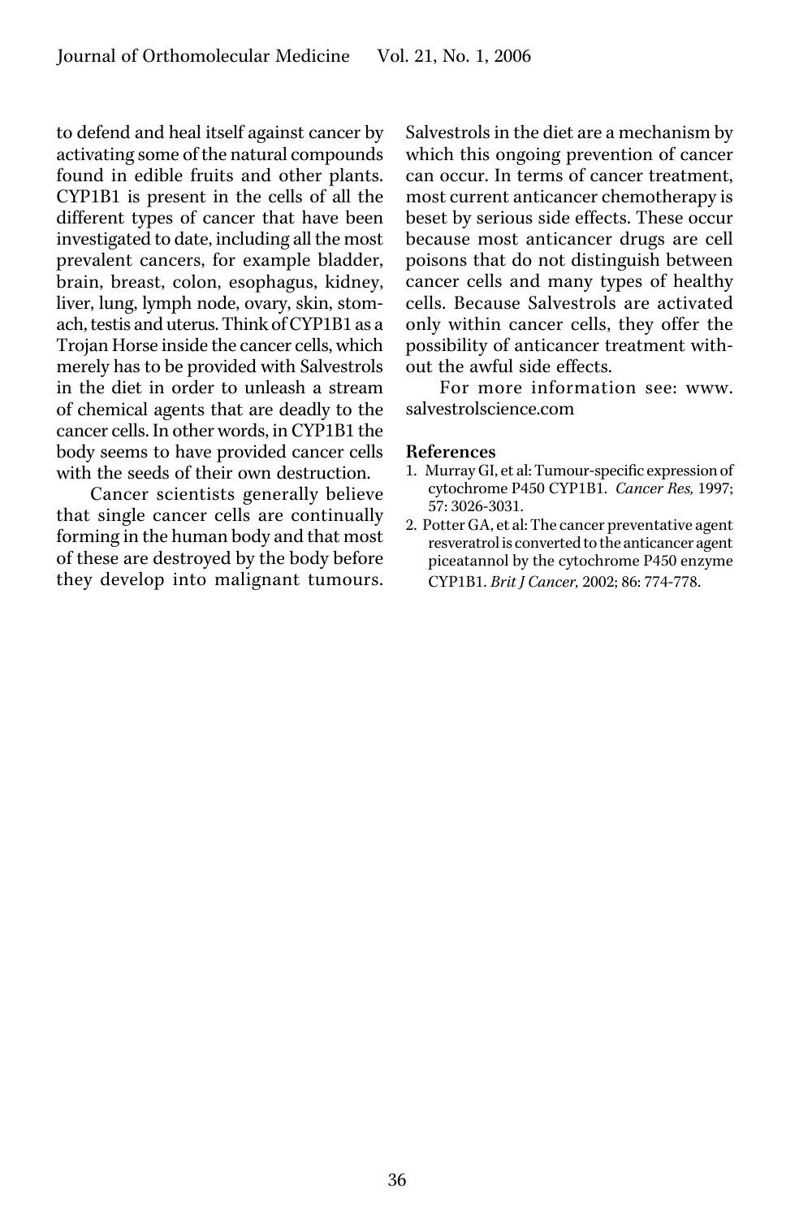to defend and heal itself against cancer by activating some of the natural compounds found in edible fruits and other plants. CYP1B1 is present in the cells of all the different types of cancer that have been investigated to date, including all the most prevalent cancers, for example bladder, brain, breast, colon, esophagus, kidney, liver, lung, lymph node, ovary, skin, stomach, testis and uterus. Think of CYP1B1 as a Trojan Horse inside the cancer cells, which merely has to be provided with Salvestrols in the diet in order to unleash a stream of chemical agents that are deadly to the cancer cells. In other words, in CYP1B1 the body seems to have provided cancer cells with the seeds of their own destruction.

Cancer scientists generally believe that single cancer cells are continually forming in the human body and that most of these are destroyed by the body before they develop into malignant tumours. Salvestrols in the diet are a mechanism by which this ongoing prevention of cancer can occur. In terms of cancer treatment, most current anticancer chemotherapy is beset by serious side effects. These occur because most anticancer drugs are cell poisons that do not distinguish between cancer cells and many types of healthy cells. Because Salvestrols are activated only within cancer cells, they offer the possibility of anticancer treatment without the awful side effects.

For more information see: www.salvestrolscience.com

**References**

1. Murray GI, et al: Tumour-specific expression of cytochrome P450 CYP1B1. *Cancer Res,* 1997; 57: 3026-3031.
2. Potter GA, et al: The cancer preventative agent resveratrol is converted to the anticancer agent piceatannol by the cytochrome P450 enzyme CYP1B1. *Brit J Cancer,* 2002; 86: 774-778.